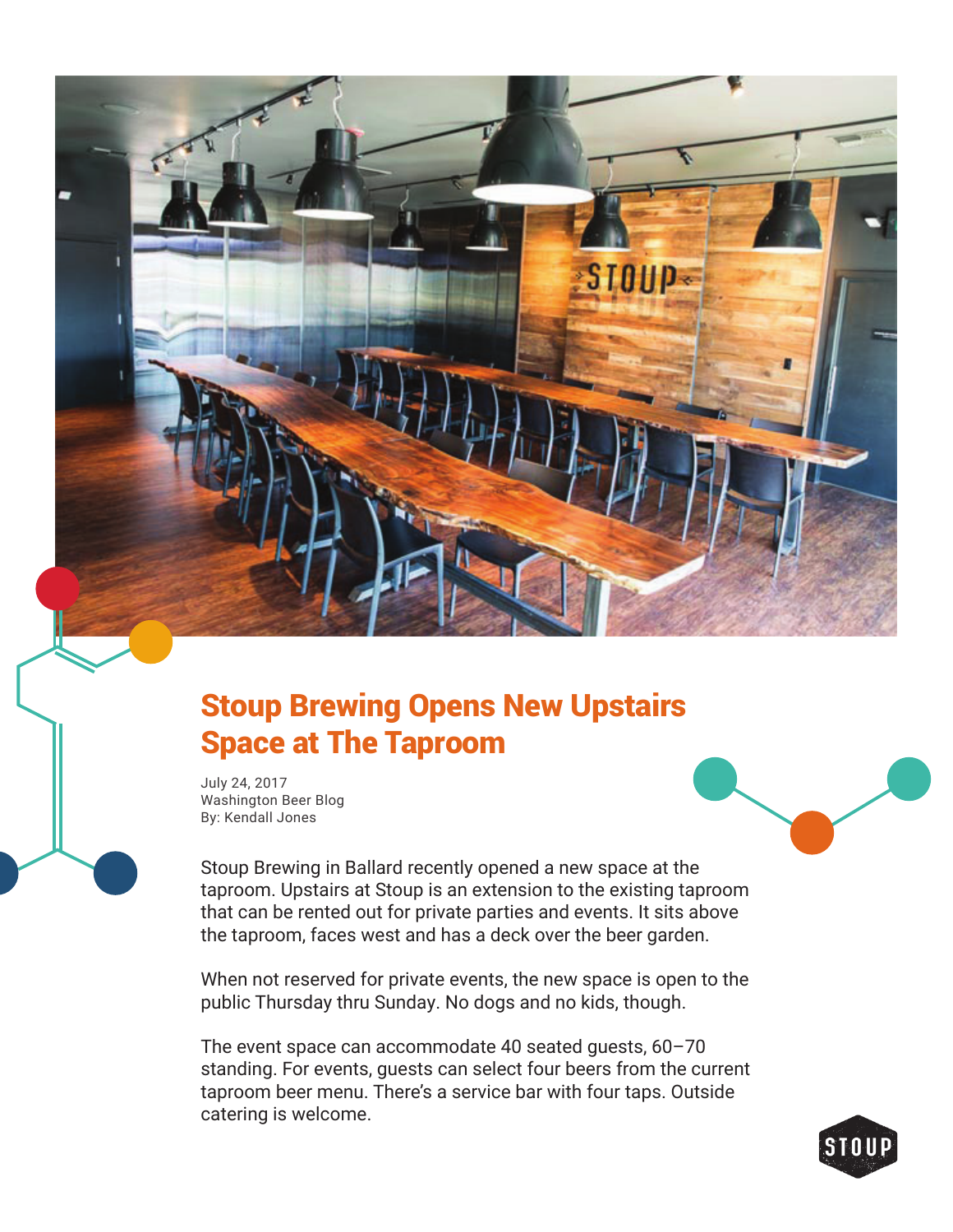# Stoup Brewing Opens New Upstairs Space at The Taproom

July 24, 2017
Washington Beer Blog
By: Kendall Jones

Stoup Brewing in Ballard recently opened a new space at the taproom. Upstairs at Stoup is an extension to the existing taproom that can be rented out for private parties and events. It sits above the taproom, faces west and has a deck over the beer garden.

When not reserved for private events, the new space is open to the public Thursday thru Sunday. No dogs and no kids, though.

The event space can accommodate 40 seated guests, 60–70 standing. For events, guests can select four beers from the current taproom beer menu. There's a service bar with four taps. Outside catering is welcome.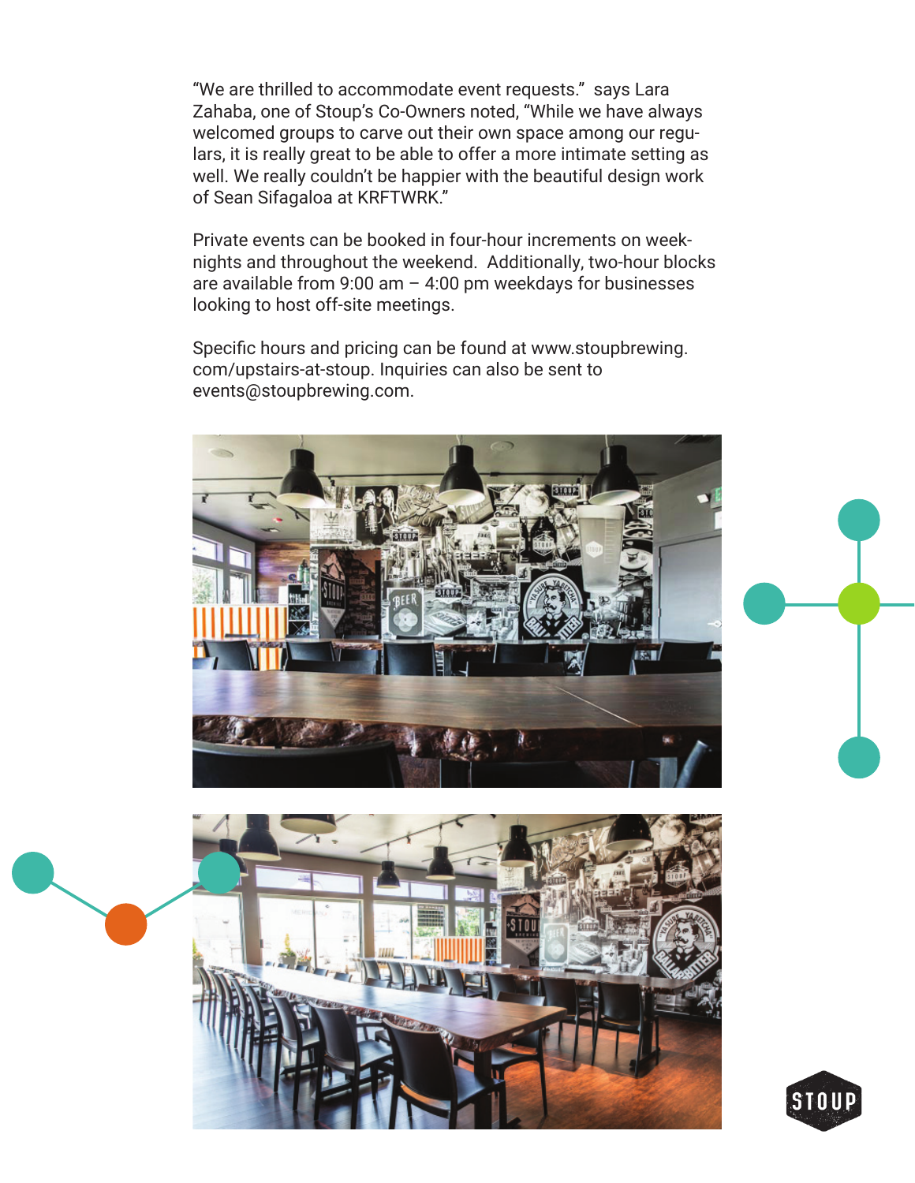"We are thrilled to accommodate event requests." says Lara Zahaba, one of Stoup's Co-Owners noted, "While we have always welcomed groups to carve out their own space among our regulars, it is really great to be able to offer a more intimate setting as well. We really couldn't be happier with the beautiful design work of Sean Sifagaloa at KRFTWRK."

Private events can be booked in four-hour increments on weeknights and throughout the weekend. Additionally, two-hour blocks are available from 9:00 am – 4:00 pm weekdays for businesses looking to host off-site meetings.

Specific hours and pricing can be found at www.stoupbrewing.com/upstairs-at-stoup. Inquiries can also be sent to events@stoupbrewing.com.